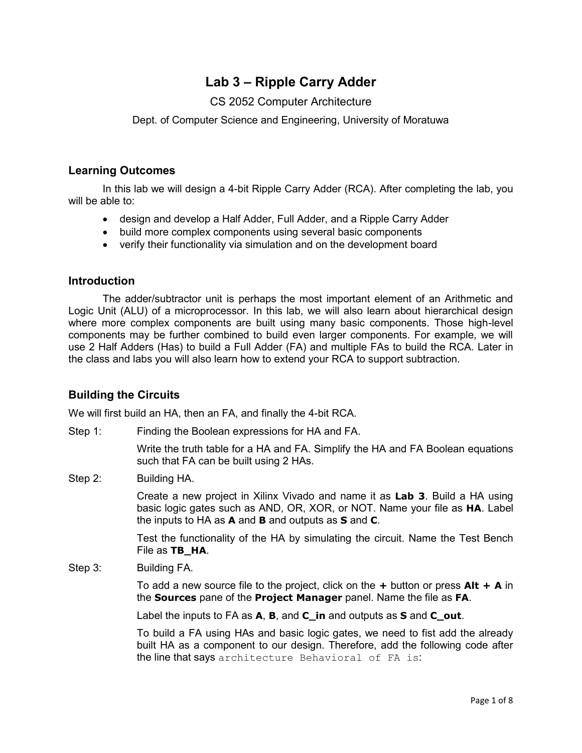# Lab 3 – Ripple Carry Adder

CS 2052 Computer Architecture

Dept. of Computer Science and Engineering, University of Moratuwa

## Learning Outcomes

In this lab we will design a 4-bit Ripple Carry Adder (RCA). After completing the lab, you will be able to:

- design and develop a Half Adder, Full Adder, and a Ripple Carry Adder
- build more complex components using several basic components
- verify their functionality via simulation and on the development board

## Introduction

The adder/subtractor unit is perhaps the most important element of an Arithmetic and Logic Unit (ALU) of a microprocessor. In this lab, we will also learn about hierarchical design where more complex components are built using many basic components. Those high-level components may be further combined to build even larger components. For example, we will use 2 Half Adders (Has) to build a Full Adder (FA) and multiple FAs to build the RCA. Later in the class and labs you will also learn how to extend your RCA to support subtraction.

## Building the Circuits

We will first build an HA, then an FA, and finally the 4-bit RCA.

Step 1: Finding the Boolean expressions for HA and FA.

Write the truth table for a HA and FA. Simplify the HA and FA Boolean equations such that FA can be built using 2 HAs.

Step 2: Building HA.

Create a new project in Xilinx Vivado and name it as **Lab 3**. Build a HA using basic logic gates such as AND, OR, XOR, or NOT. Name your file as **HA**. Label the inputs to HA as **A** and **B** and outputs as **S** and **C**.

Test the functionality of the HA by simulating the circuit. Name the Test Bench File as **TB_HA**.

Step 3: Building FA.

To add a new source file to the project, click on the **+** button or press **Alt + A** in the **Sources** pane of the **Project Manager** panel. Name the file as **FA**.

Label the inputs to FA as **A**, **B**, and **C_in** and outputs as **S** and **C_out**.

To build a FA using HAs and basic logic gates, we need to fist add the already built HA as a component to our design. Therefore, add the following code after the line that says `architecture Behavioral of FA is`: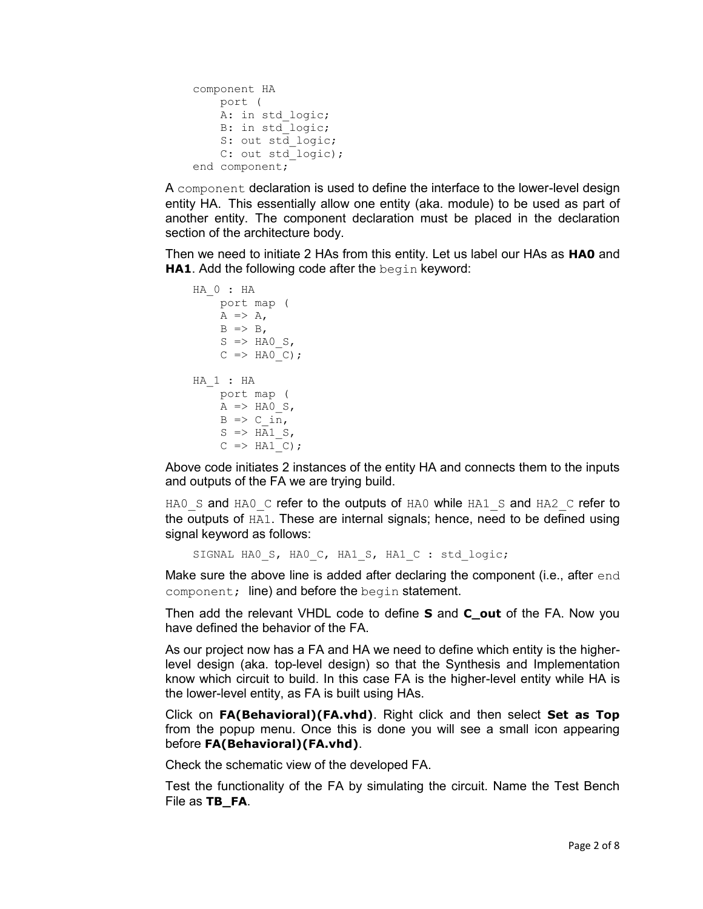```
component HA
    port (
    A: in std_logic;
    B: in std_logic;
    S: out std_logic;
    C: out std_logic);
end component;
```

A `component` declaration is used to define the interface to the lower-level design entity HA. This essentially allow one entity (aka. module) to be used as part of another entity. The component declaration must be placed in the declaration section of the architecture body.

Then we need to initiate 2 HAs from this entity. Let us label our HAs as **HA0** and **HA1**. Add the following code after the `begin` keyword:

```
HA_0 : HA
    port map (
    A => A,
    B => B,
    S => HA0_S,
    C => HA0_C);

HA_1 : HA
    port map (
    A => HA0_S,
    B => C_in,
    S => HA1_S,
    C => HA1_C);
```

Above code initiates 2 instances of the entity HA and connects them to the inputs and outputs of the FA we are trying build.

`HA0_S` and `HA0_C` refer to the outputs of `HA0` while `HA1_S` and `HA2_C` refer to the outputs of `HA1`. These are internal signals; hence, need to be defined using signal keyword as follows:

```
SIGNAL HA0_S, HA0_C, HA1_S, HA1_C : std_logic;
```

Make sure the above line is added after declaring the component (i.e., after `end component;` line) and before the `begin` statement.

Then add the relevant VHDL code to define **S** and **C_out** of the FA. Now you have defined the behavior of the FA.

As our project now has a FA and HA we need to define which entity is the higher-level design (aka. top-level design) so that the Synthesis and Implementation know which circuit to build. In this case FA is the higher-level entity while HA is the lower-level entity, as FA is built using HAs.

Click on **FA(Behavioral)(FA.vhd)**. Right click and then select **Set as Top** from the popup menu. Once this is done you will see a small icon appearing before **FA(Behavioral)(FA.vhd)**.

Check the schematic view of the developed FA.

Test the functionality of the FA by simulating the circuit. Name the Test Bench File as **TB_FA**.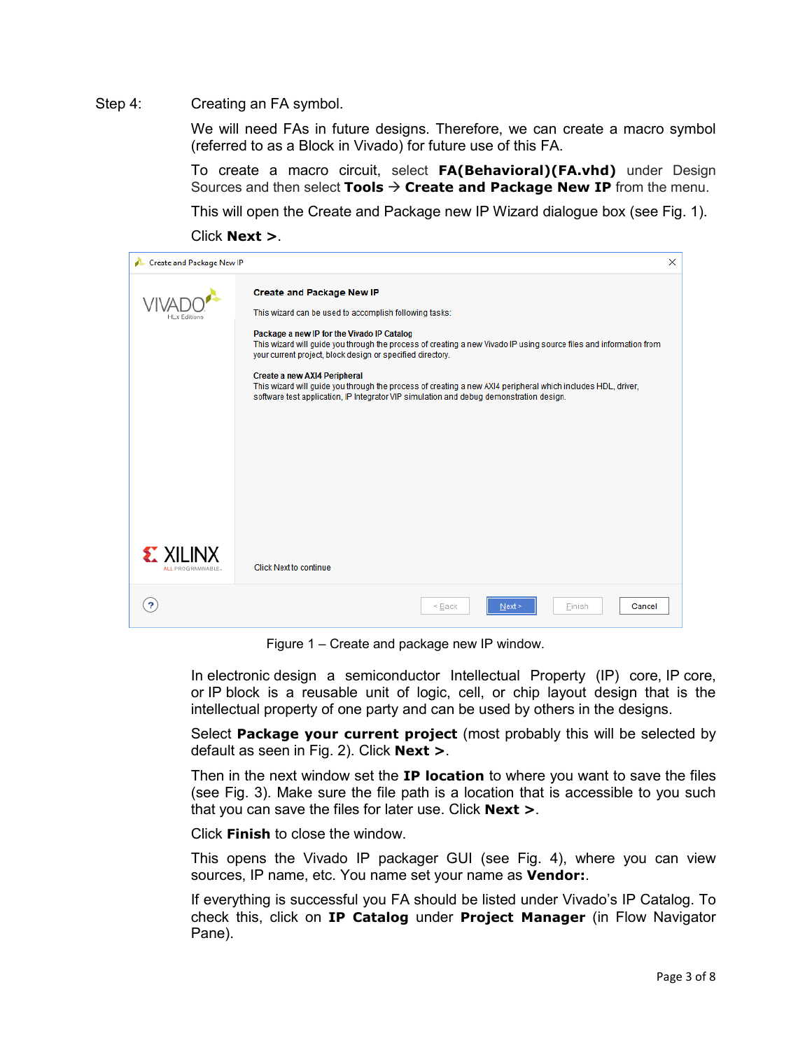Step 4: Creating an FA symbol.

We will need FAs in future designs. Therefore, we can create a macro symbol (referred to as a Block in Vivado) for future use of this FA.

To create a macro circuit, select **FA(Behavioral)(FA.vhd)** under Design Sources and then select **Tools** → **Create and Package New IP** from the menu.

This will open the Create and Package new IP Wizard dialogue box (see Fig. 1).

Click **Next >**.

Figure 1 – Create and package new IP window.

In electronic design a semiconductor Intellectual Property (IP) core, IP core, or IP block is a reusable unit of logic, cell, or chip layout design that is the intellectual property of one party and can be used by others in the designs.

Select **Package your current project** (most probably this will be selected by default as seen in Fig. 2). Click **Next >**.

Then in the next window set the **IP location** to where you want to save the files (see Fig. 3). Make sure the file path is a location that is accessible to you such that you can save the files for later use. Click **Next >**.

Click **Finish** to close the window.

This opens the Vivado IP packager GUI (see Fig. 4), where you can view sources, IP name, etc. You name set your name as **Vendor:**.

If everything is successful you FA should be listed under Vivado's IP Catalog. To check this, click on **IP Catalog** under **Project Manager** (in Flow Navigator Pane).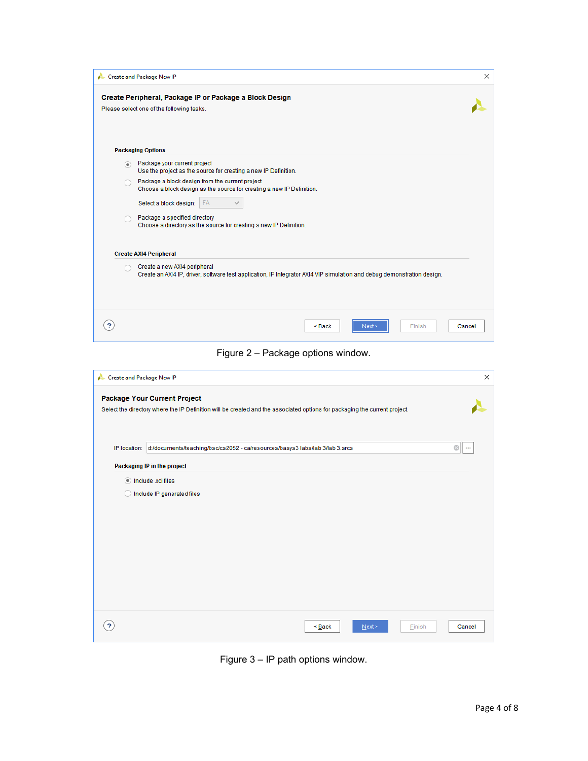Create and Package New IP

**Create Peripheral, Package IP or Package a Block Design**

Please select one of the following tasks.

**Packaging Options**

- (•) Package your current project
  Use the project as the source for creating a new IP Definition.
- ( ) Package a block design from the current project
  Choose a block design as the source for creating a new IP Definition.

  Select a block design: FA
- ( ) Package a specified directory
  Choose a directory as the source for creating a new IP Definition.

**Create AXI4 Peripheral**

- ( ) Create a new AXI4 peripheral
  Create an AXI4 IP, driver, software test application, IP Integrator AXI4 VIP simulation and debug demonstration design.

< Back | Next > | Finish | Cancel

Figure 2 – Package options window.

Create and Package New IP

**Package Your Current Project**

Select the directory where the IP Definition will be created and the associated options for packaging the current project.

IP location: d:/documents/teaching/bsc/cs2052 - ca/resources/basys3 labs/lab 3/lab 3.srcs

**Packaging IP in the project**

- (•) Include .xci files
- ( ) Include IP generated files

< Back | Next > | Finish | Cancel

Figure 3 – IP path options window.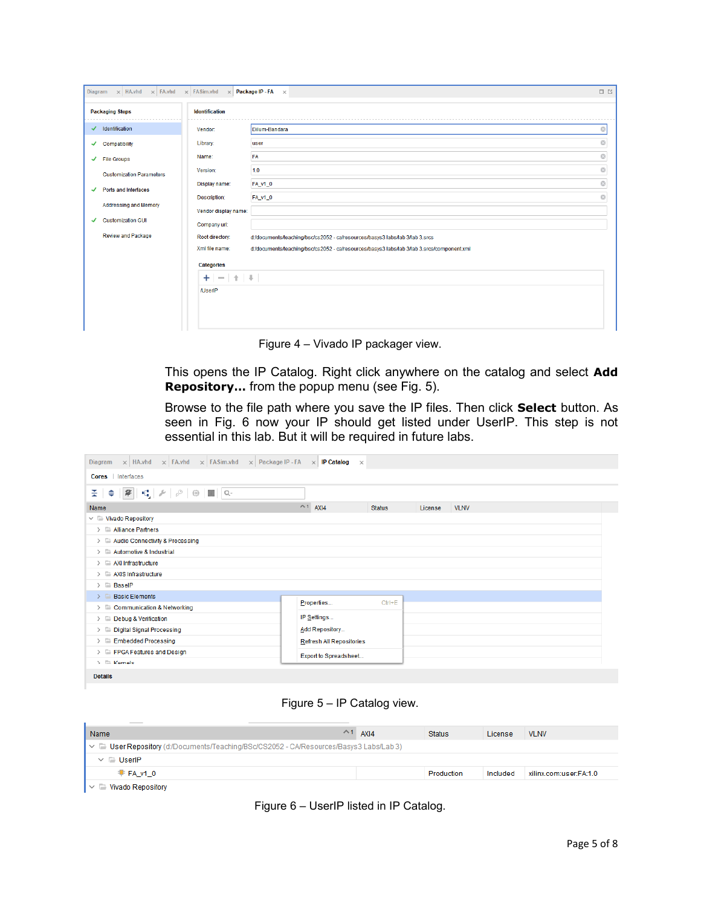Figure 4 – Vivado IP packager view.

This opens the IP Catalog. Right click anywhere on the catalog and select **Add Repository…** from the popup menu (see Fig. 5).

Browse to the file path where you save the IP files. Then click **Select** button. As seen in Fig. 6 now your IP should get listed under UserIP. This step is not essential in this lab. But it will be required in future labs.

Figure 5 – IP Catalog view.

Figure 6 – UserIP listed in IP Catalog.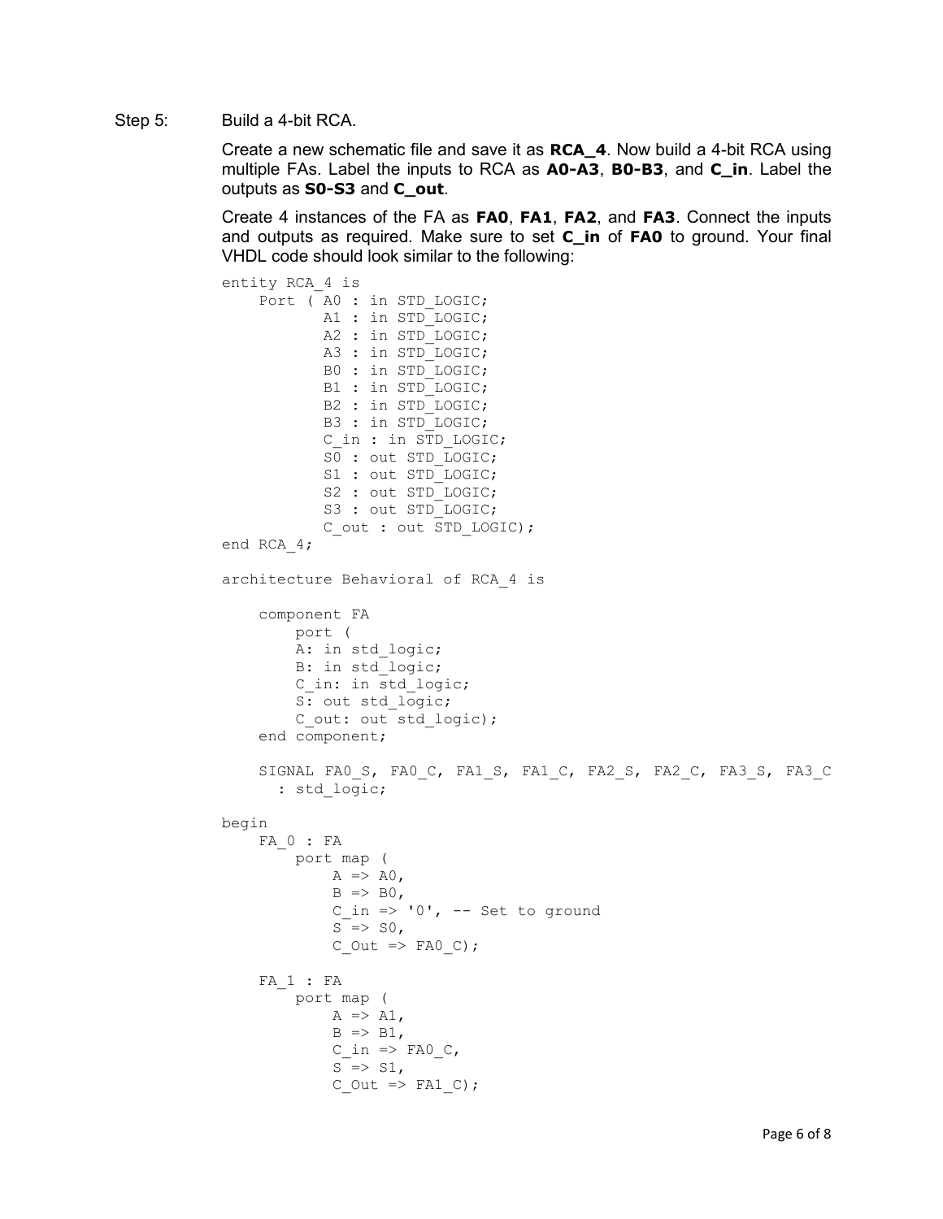Step 5: Build a 4-bit RCA.

Create a new schematic file and save it as **RCA_4**. Now build a 4-bit RCA using multiple FAs. Label the inputs to RCA as **A0-A3**, **B0-B3**, and **C_in**. Label the outputs as **S0-S3** and **C_out**.

Create 4 instances of the FA as **FA0**, **FA1**, **FA2**, and **FA3**. Connect the inputs and outputs as required. Make sure to set **C_in** of **FA0** to ground. Your final VHDL code should look similar to the following:

```
entity RCA_4 is
    Port ( A0 : in STD_LOGIC;
           A1 : in STD_LOGIC;
           A2 : in STD_LOGIC;
           A3 : in STD_LOGIC;
           B0 : in STD_LOGIC;
           B1 : in STD_LOGIC;
           B2 : in STD_LOGIC;
           B3 : in STD_LOGIC;
           C_in : in STD_LOGIC;
           S0 : out STD_LOGIC;
           S1 : out STD_LOGIC;
           S2 : out STD_LOGIC;
           S3 : out STD_LOGIC;
           C_out : out STD_LOGIC);
end RCA_4;

architecture Behavioral of RCA_4 is

    component FA
        port (
        A: in std_logic;
        B: in std_logic;
        C_in: in std_logic;
        S: out std_logic;
        C_out: out std_logic);
    end component;

    SIGNAL FA0_S, FA0_C, FA1_S, FA1_C, FA2_S, FA2_C, FA3_S, FA3_C
      : std_logic;

begin
    FA_0 : FA
        port map (
            A => A0,
            B => B0,
            C_in => '0', -- Set to ground
            S => S0,
            C_Out => FA0_C);

    FA_1 : FA
        port map (
            A => A1,
            B => B1,
            C_in => FA0_C,
            S => S1,
            C_Out => FA1_C);
```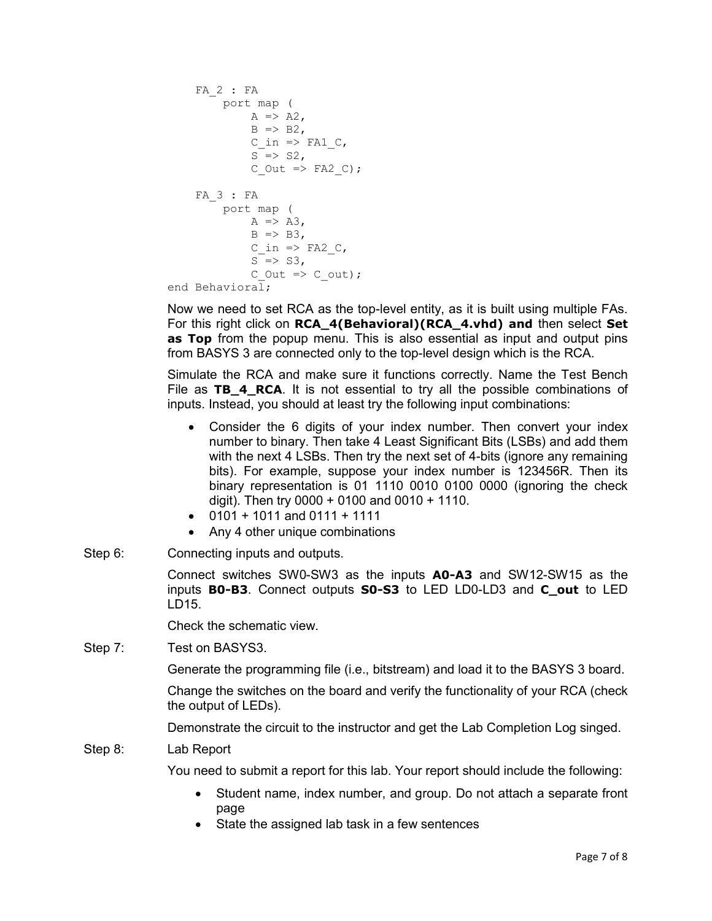```
    FA_2 : FA
        port map (
            A => A2,
            B => B2,
            C_in => FA1_C,
            S => S2,
            C_Out => FA2_C);

    FA_3 : FA
        port map (
            A => A3,
            B => B3,
            C_in => FA2_C,
            S => S3,
            C_Out => C_out);
end Behavioral;
```

Now we need to set RCA as the top-level entity, as it is built using multiple FAs. For this right click on **RCA_4(Behavioral)(RCA_4.vhd) and** then select **Set as Top** from the popup menu. This is also essential as input and output pins from BASYS 3 are connected only to the top-level design which is the RCA.

Simulate the RCA and make sure it functions correctly. Name the Test Bench File as **TB_4_RCA**. It is not essential to try all the possible combinations of inputs. Instead, you should at least try the following input combinations:

- Consider the 6 digits of your index number. Then convert your index number to binary. Then take 4 Least Significant Bits (LSBs) and add them with the next 4 LSBs. Then try the next set of 4-bits (ignore any remaining bits). For example, suppose your index number is 123456R. Then its binary representation is 01 1110 0010 0100 0000 (ignoring the check digit). Then try 0000 + 0100 and 0010 + 1110.
- 0101 + 1011 and 0111 + 1111
- Any 4 other unique combinations

Step 6: Connecting inputs and outputs.

Connect switches SW0-SW3 as the inputs **A0-A3** and SW12-SW15 as the inputs **B0-B3**. Connect outputs **S0-S3** to LED LD0-LD3 and **C_out** to LED LD15.

Check the schematic view.

Step 7: Test on BASYS3.

Generate the programming file (i.e., bitstream) and load it to the BASYS 3 board.

Change the switches on the board and verify the functionality of your RCA (check the output of LEDs).

Demonstrate the circuit to the instructor and get the Lab Completion Log singed.

Step 8: Lab Report

You need to submit a report for this lab. Your report should include the following:

- Student name, index number, and group. Do not attach a separate front page
- State the assigned lab task in a few sentences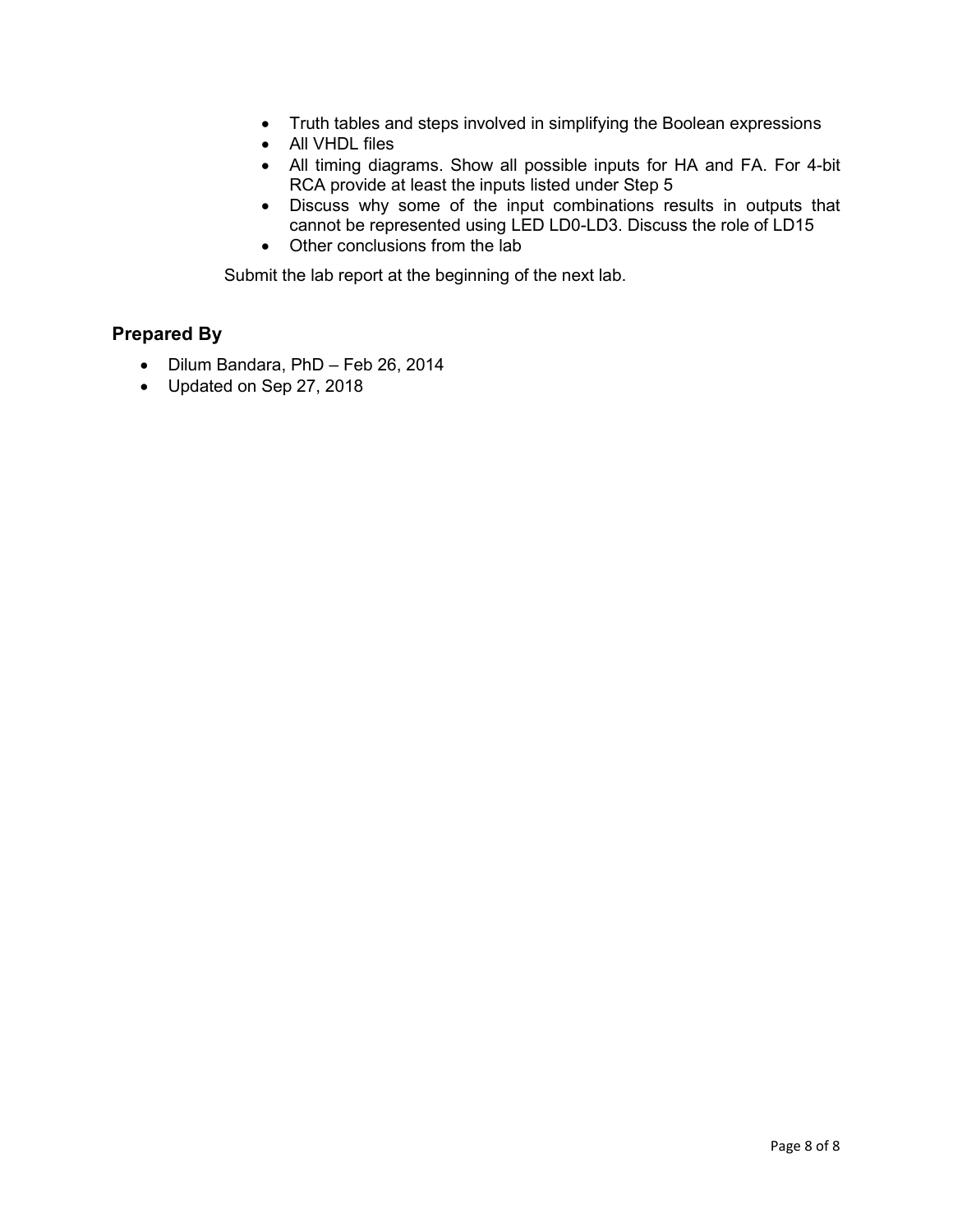- Truth tables and steps involved in simplifying the Boolean expressions
- All VHDL files
- All timing diagrams. Show all possible inputs for HA and FA. For 4-bit RCA provide at least the inputs listed under Step 5
- Discuss why some of the input combinations results in outputs that cannot be represented using LED LD0-LD3. Discuss the role of LD15
- Other conclusions from the lab

Submit the lab report at the beginning of the next lab.

## Prepared By

- Dilum Bandara, PhD – Feb 26, 2014
- Updated on Sep 27, 2018